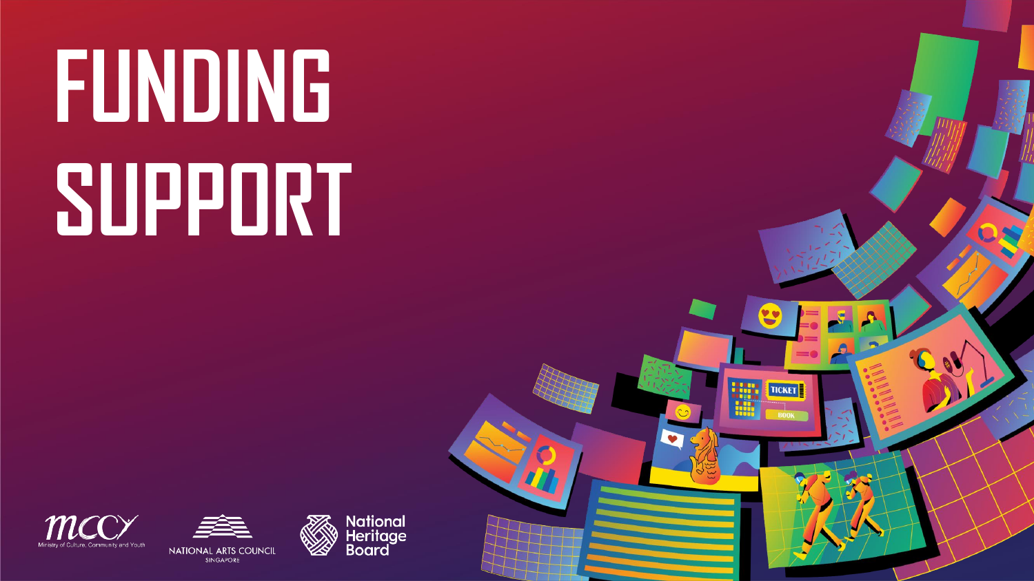# FUNDING SUPPORT

Ministry of Culture, Community and Youth

NATIONAL ARTS COUNCIL SINGAPORE

National Heritage Board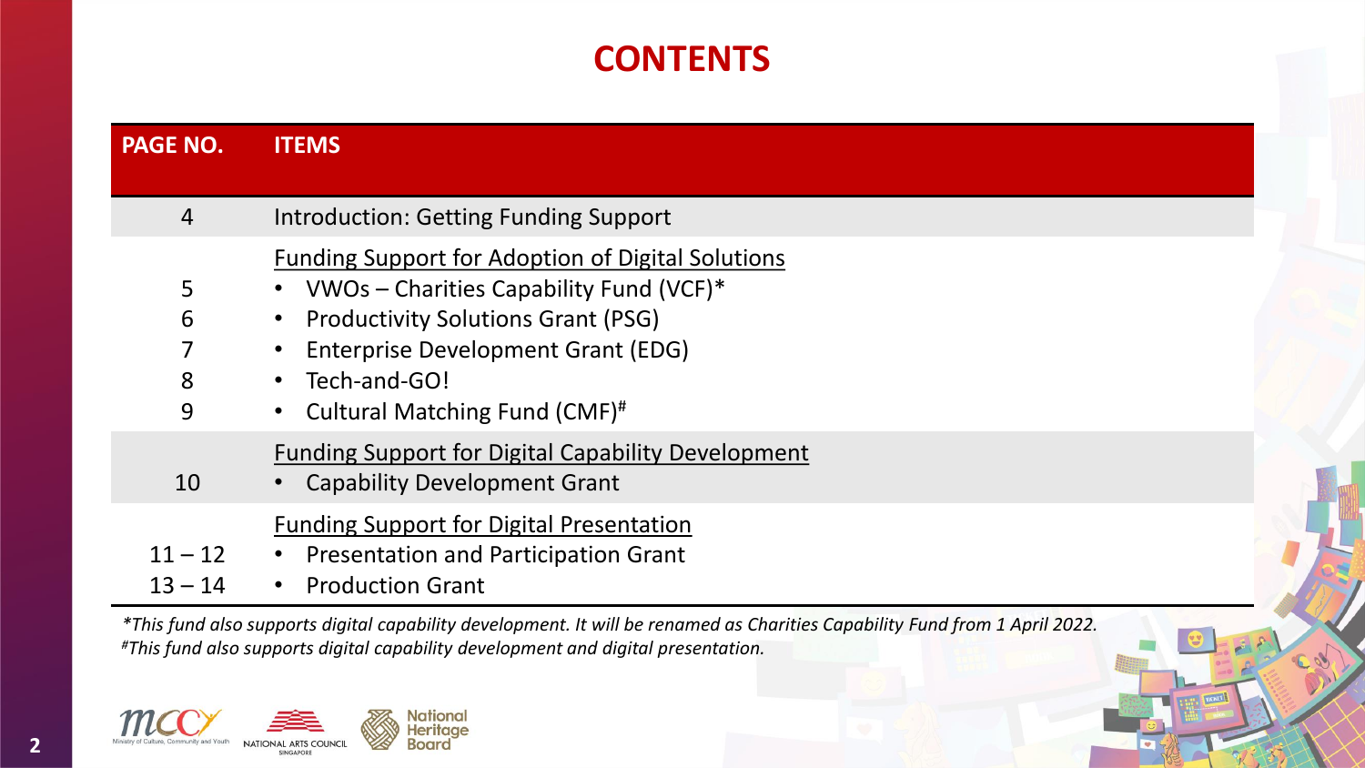# CONTENTS

| PAGE NO. | ITEMS |
|---|---|
| 4 | Introduction: Getting Funding Support |
| | <u>Funding Support for Adoption of Digital Solutions</u> |
| 5 | • VWOs – Charities Capability Fund (VCF)* |
| 6 | • Productivity Solutions Grant (PSG) |
| 7 | • Enterprise Development Grant (EDG) |
| 8 | • Tech-and-GO! |
| 9 | • Cultural Matching Fund (CMF)# |
| | <u>Funding Support for Digital Capability Development</u> |
| 10 | • Capability Development Grant |
| | <u>Funding Support for Digital Presentation</u> |
| 11 – 12 | • Presentation and Participation Grant |
| 13 – 14 | • Production Grant |

*\*This fund also supports digital capability development. It will be renamed as Charities Capability Fund from 1 April 2022.*
*#This fund also supports digital capability development and digital presentation.*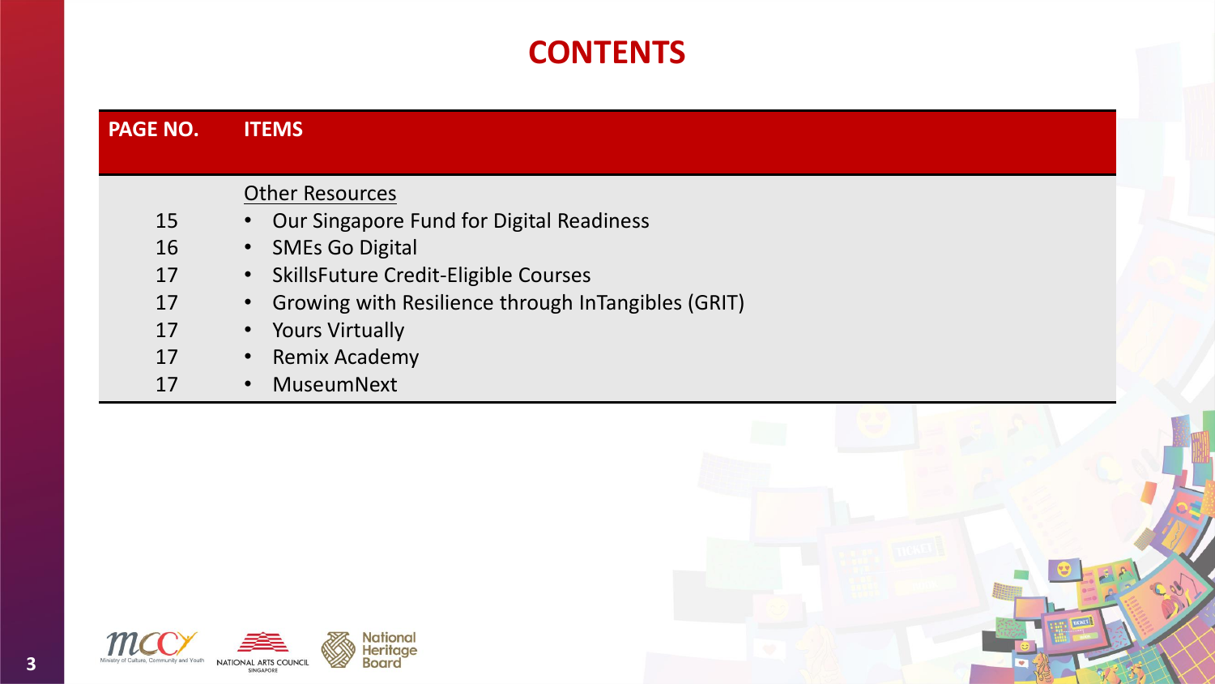# CONTENTS

| PAGE NO. | ITEMS |
|---|---|
| | Other Resources |
| 15 | • Our Singapore Fund for Digital Readiness |
| 16 | • SMEs Go Digital |
| 17 | • SkillsFuture Credit-Eligible Courses |
| 17 | • Growing with Resilience through InTangibles (GRIT) |
| 17 | • Yours Virtually |
| 17 | • Remix Academy |
| 17 | • MuseumNext |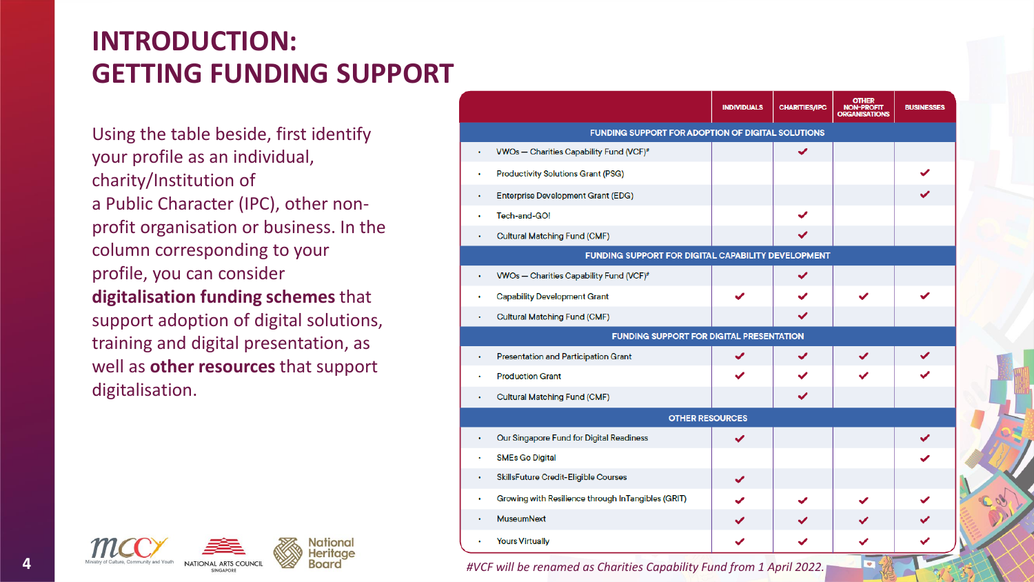# INTRODUCTION: GETTING FUNDING SUPPORT

Using the table beside, first identify your profile as an individual, charity/Institution of a Public Character (IPC), other non-profit organisation or business. In the column corresponding to your profile, you can consider **digitalisation funding schemes** that support adoption of digital solutions, training and digital presentation, as well as **other resources** that support digitalisation.

| | INDIVIDUALS | CHARITIES/IPC | OTHER NON-PROFIT ORGANISATIONS | BUSINESSES |
|---|---|---|---|---|
| **FUNDING SUPPORT FOR ADOPTION OF DIGITAL SOLUTIONS** | | | | |
| • VWOs – Charities Capability Fund (VCF)# | | ✔ | | |
| • Productivity Solutions Grant (PSG) | | | | ✔ |
| • Enterprise Development Grant (EDG) | | | | ✔ |
| • Tech-and-GO! | | ✔ | | |
| • Cultural Matching Fund (CMF) | | ✔ | | |
| **FUNDING SUPPORT FOR DIGITAL CAPABILITY DEVELOPMENT** | | | | |
| • VWOs – Charities Capability Fund (VCF)# | | ✔ | | |
| • Capability Development Grant | ✔ | ✔ | ✔ | ✔ |
| • Cultural Matching Fund (CMF) | | ✔ | | |
| **FUNDING SUPPORT FOR DIGITAL PRESENTATION** | | | | |
| • Presentation and Participation Grant | ✔ | ✔ | ✔ | ✔ |
| • Production Grant | ✔ | ✔ | ✔ | ✔ |
| • Cultural Matching Fund (CMF) | | ✔ | | |
| **OTHER RESOURCES** | | | | |
| • Our Singapore Fund for Digital Readiness | ✔ | | | ✔ |
| • SMEs Go Digital | | | | ✔ |
| • SkillsFuture Credit-Eligible Courses | ✔ | | | |
| • Growing with Resilience through InTangibles (GRIT) | ✔ | ✔ | ✔ | ✔ |
| • MuseumNext | ✔ | ✔ | ✔ | ✔ |
| • Yours Virtually | ✔ | ✔ | ✔ | ✔ |

*#VCF will be renamed as Charities Capability Fund from 1 April 2022.*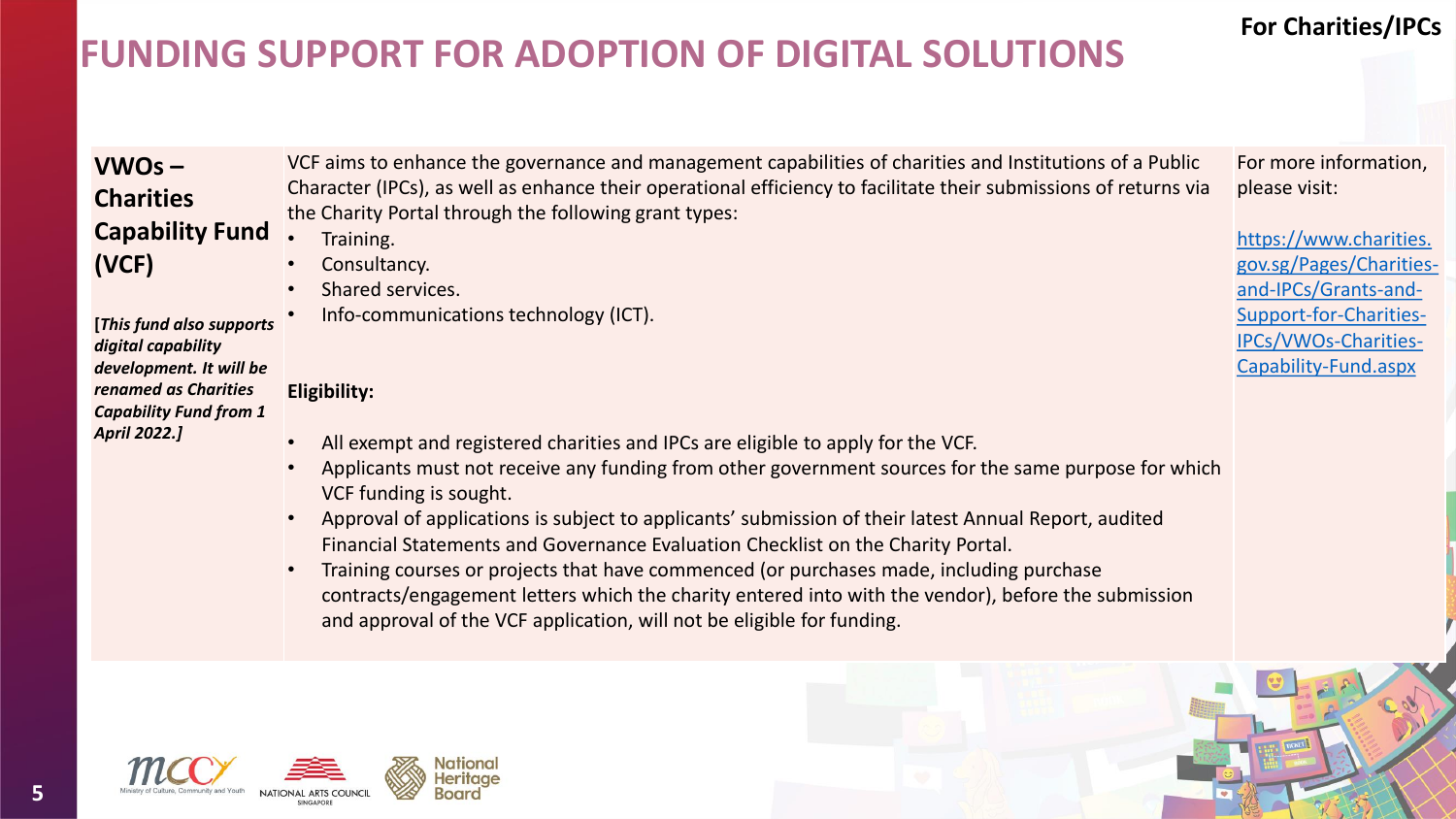# FUNDING SUPPORT FOR ADOPTION OF DIGITAL SOLUTIONS

For Charities/IPCs

| **VWOs – Charities Capability Fund (VCF)**<br><br>***[This fund also supports digital capability development. It will be renamed as Charities Capability Fund from 1 April 2022.]*** | VCF aims to enhance the governance and management capabilities of charities and Institutions of a Public Character (IPCs), as well as enhance their operational efficiency to facilitate their submissions of returns via the Charity Portal through the following grant types:<br>• Training.<br>• Consultancy.<br>• Shared services.<br>• Info-communications technology (ICT).<br><br>**Eligibility:**<br><br>• All exempt and registered charities and IPCs are eligible to apply for the VCF.<br>• Applicants must not receive any funding from other government sources for the same purpose for which VCF funding is sought.<br>• Approval of applications is subject to applicants' submission of their latest Annual Report, audited Financial Statements and Governance Evaluation Checklist on the Charity Portal.<br>• Training courses or projects that have commenced (or purchases made, including purchase contracts/engagement letters which the charity entered into with the vendor), before the submission and approval of the VCF application, will not be eligible for funding. | For more information, please visit:<br><br>https://www.charities.gov.sg/Pages/Charities-and-IPCs/Grants-and-Support-for-Charities-IPCs/VWOs-Charities-Capability-Fund.aspx |
|---|---|---|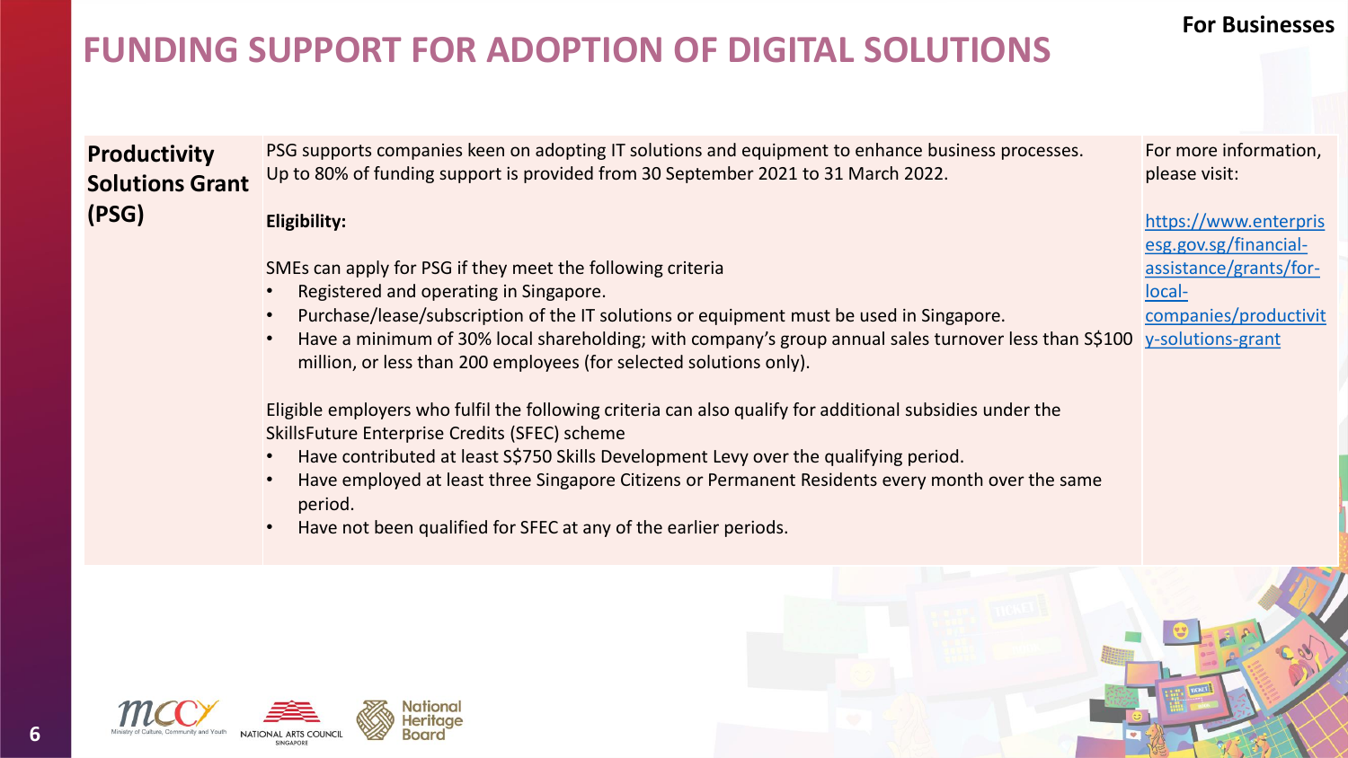For Businesses

# FUNDING SUPPORT FOR ADOPTION OF DIGITAL SOLUTIONS

| Productivity Solutions Grant (PSG) | PSG supports companies keen on adopting IT solutions and equipment to enhance business processes. Up to 80% of funding support is provided from 30 September 2021 to 31 March 2022.<br><br>**Eligibility:**<br><br>SMEs can apply for PSG if they meet the following criteria<br>• Registered and operating in Singapore.<br>• Purchase/lease/subscription of the IT solutions or equipment must be used in Singapore.<br>• Have a minimum of 30% local shareholding; with company's group annual sales turnover less than S$100 million, or less than 200 employees (for selected solutions only).<br><br>Eligible employers who fulfil the following criteria can also qualify for additional subsidies under the SkillsFuture Enterprise Credits (SFEC) scheme<br>• Have contributed at least S$750 Skills Development Levy over the qualifying period.<br>• Have employed at least three Singapore Citizens or Permanent Residents every month over the same period.<br>• Have not been qualified for SFEC at any of the earlier periods. | For more information, please visit:<br><br>https://www.enterprisesg.gov.sg/financial-assistance/grants/for-local-companies/productivity-solutions-grant |
|---|---|---|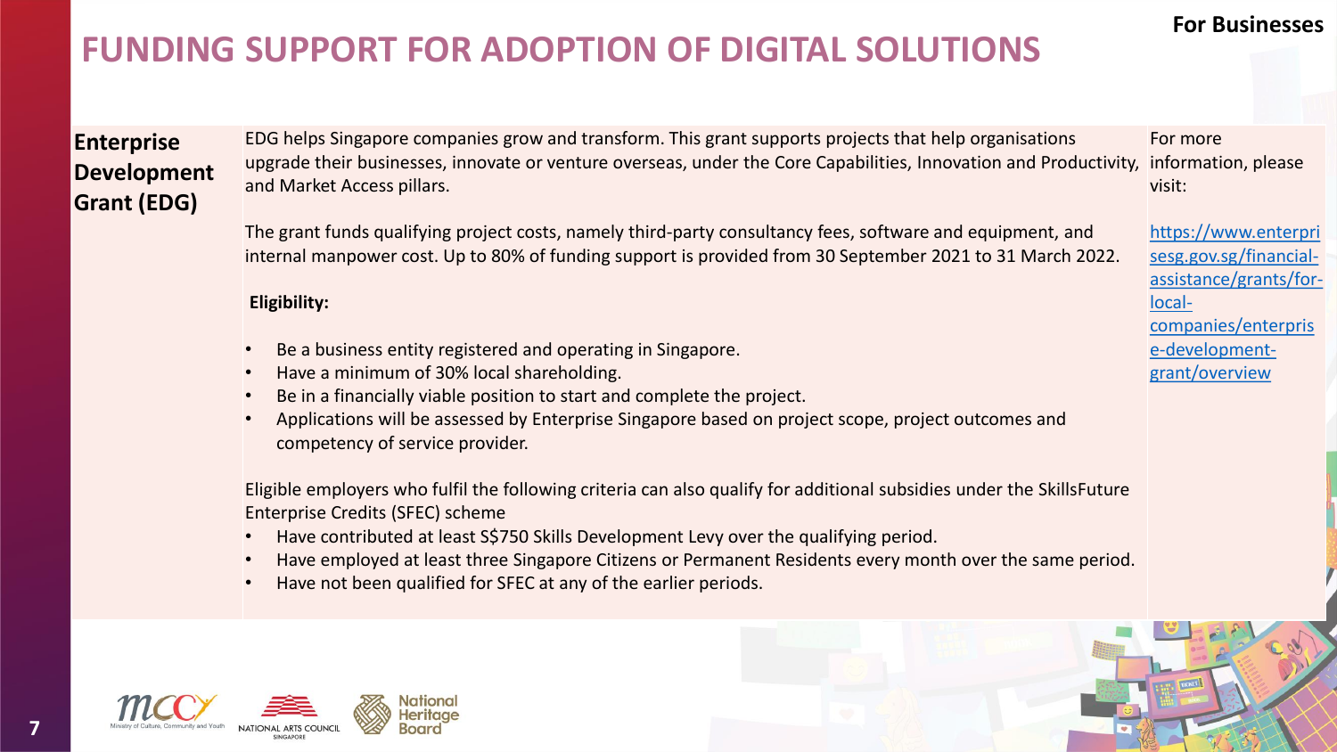# FUNDING SUPPORT FOR ADOPTION OF DIGITAL SOLUTIONS

**For Businesses**

## Enterprise Development Grant (EDG)

EDG helps Singapore companies grow and transform. This grant supports projects that help organisations upgrade their businesses, innovate or venture overseas, under the Core Capabilities, Innovation and Productivity, and Market Access pillars.

The grant funds qualifying project costs, namely third-party consultancy fees, software and equipment, and internal manpower cost. Up to 80% of funding support is provided from 30 September 2021 to 31 March 2022.

**Eligibility:**

- Be a business entity registered and operating in Singapore.
- Have a minimum of 30% local shareholding.
- Be in a financially viable position to start and complete the project.
- Applications will be assessed by Enterprise Singapore based on project scope, project outcomes and competency of service provider.

Eligible employers who fulfil the following criteria can also qualify for additional subsidies under the SkillsFuture Enterprise Credits (SFEC) scheme

- Have contributed at least S$750 Skills Development Levy over the qualifying period.
- Have employed at least three Singapore Citizens or Permanent Residents every month over the same period.
- Have not been qualified for SFEC at any of the earlier periods.

For more information, please visit:

https://www.enterprisesg.gov.sg/financial-assistance/grants/for-local-companies/enterprise-development-grant/overview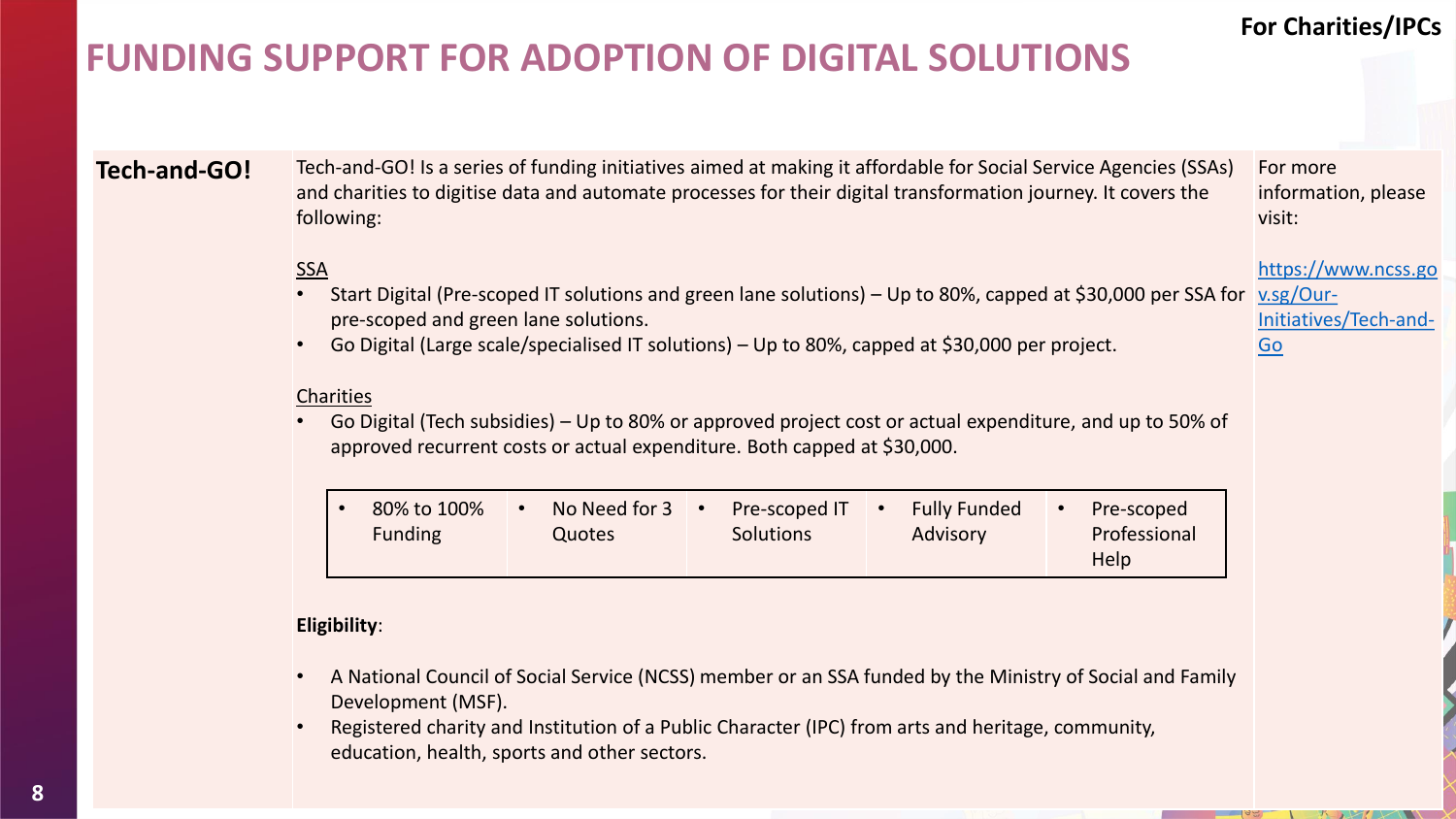For Charities/IPCs

# FUNDING SUPPORT FOR ADOPTION OF DIGITAL SOLUTIONS

## Tech-and-GO!

Tech-and-GO! Is a series of funding initiatives aimed at making it affordable for Social Service Agencies (SSAs) and charities to digitise data and automate processes for their digital transformation journey. It covers the following:

SSA

- Start Digital (Pre-scoped IT solutions and green lane solutions) – Up to 80%, capped at $30,000 per SSA for pre-scoped and green lane solutions.
- Go Digital (Large scale/specialised IT solutions) – Up to 80%, capped at $30,000 per project.

Charities

- Go Digital (Tech subsidies) – Up to 80% or approved project cost or actual expenditure, and up to 50% of approved recurrent costs or actual expenditure. Both capped at $30,000.

| | | | | |
|---|---|---|---|---|
| • 80% to 100% Funding | • No Need for 3 Quotes | • Pre-scoped IT Solutions | • Fully Funded Advisory | • Pre-scoped Professional Help |

**Eligibility**:

- A National Council of Social Service (NCSS) member or an SSA funded by the Ministry of Social and Family Development (MSF).
- Registered charity and Institution of a Public Character (IPC) from arts and heritage, community, education, health, sports and other sectors.

For more information, please visit:

https://www.ncss.gov.sg/Our-Initiatives/Tech-and-Go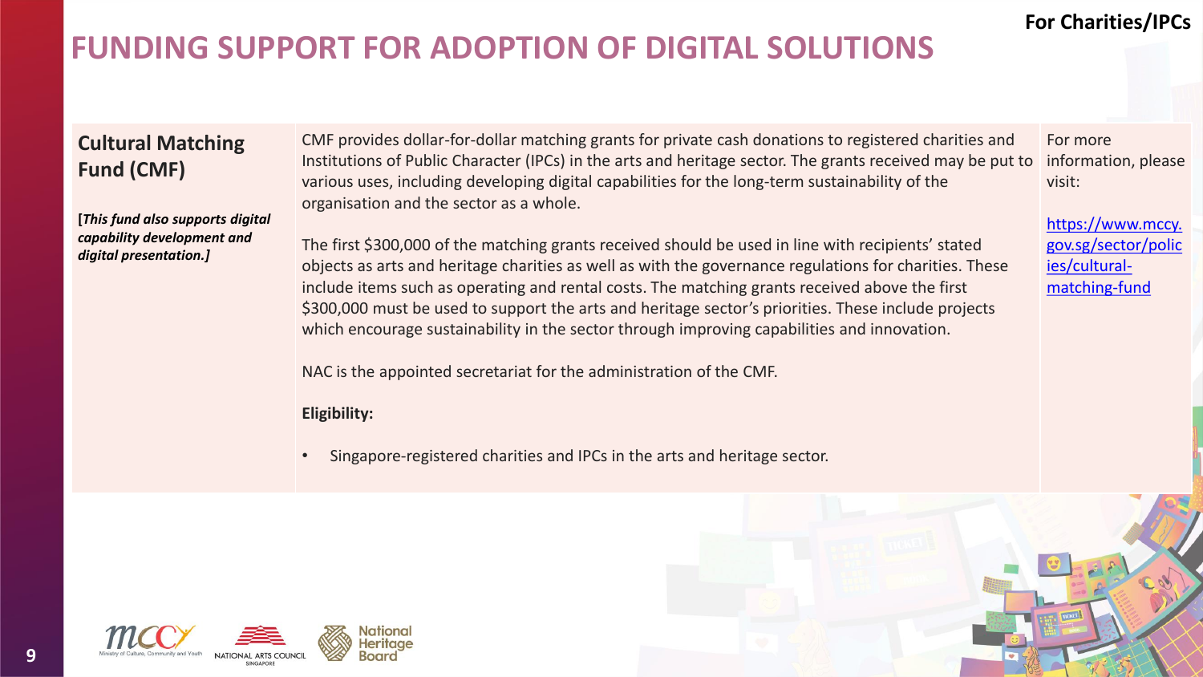For Charities/IPCs

# FUNDING SUPPORT FOR ADOPTION OF DIGITAL SOLUTIONS

| | | |
|---|---|---|
| **Cultural Matching Fund (CMF)**<br><br>***[This fund also supports digital capability development and digital presentation.]*** | CMF provides dollar-for-dollar matching grants for private cash donations to registered charities and Institutions of Public Character (IPCs) in the arts and heritage sector. The grants received may be put to various uses, including developing digital capabilities for the long-term sustainability of the organisation and the sector as a whole.<br><br>The first $300,000 of the matching grants received should be used in line with recipients' stated objects as arts and heritage charities as well as with the governance regulations for charities. These include items such as operating and rental costs. The matching grants received above the first $300,000 must be used to support the arts and heritage sector's priorities. These include projects which encourage sustainability in the sector through improving capabilities and innovation.<br><br>NAC is the appointed secretariat for the administration of the CMF.<br><br>**Eligibility:**<br><br>• Singapore-registered charities and IPCs in the arts and heritage sector. | For more information, please visit:<br><br>https://www.mccy.gov.sg/sector/policies/cultural-matching-fund |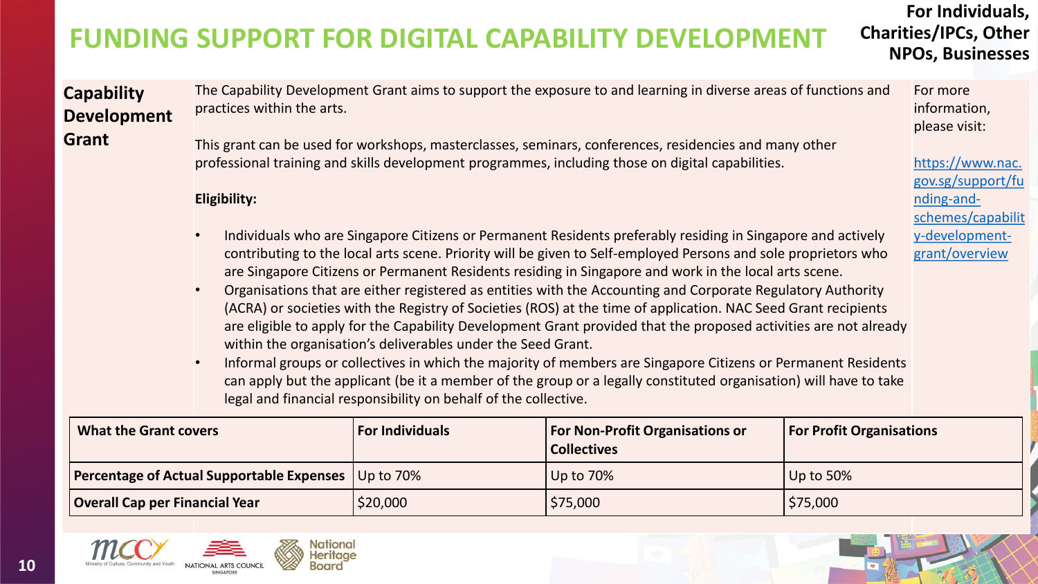# FUNDING SUPPORT FOR DIGITAL CAPABILITY DEVELOPMENT

**For Individuals, Charities/IPCs, Other NPOs, Businesses**

## Capability Development Grant

The Capability Development Grant aims to support the exposure to and learning in diverse areas of functions and practices within the arts.

This grant can be used for workshops, masterclasses, seminars, conferences, residencies and many other professional training and skills development programmes, including those on digital capabilities.

**Eligibility:**

- Individuals who are Singapore Citizens or Permanent Residents preferably residing in Singapore and actively contributing to the local arts scene. Priority will be given to Self-employed Persons and sole proprietors who are Singapore Citizens or Permanent Residents residing in Singapore and work in the local arts scene.
- Organisations that are either registered as entities with the Accounting and Corporate Regulatory Authority (ACRA) or societies with the Registry of Societies (ROS) at the time of application. NAC Seed Grant recipients are eligible to apply for the Capability Development Grant provided that the proposed activities are not already within the organisation's deliverables under the Seed Grant.
- Informal groups or collectives in which the majority of members are Singapore Citizens or Permanent Residents can apply but the applicant (be it a member of the group or a legally constituted organisation) will have to take legal and financial responsibility on behalf of the collective.

For more information, please visit:

https://www.nac.gov.sg/support/funding-and-schemes/capability-development-grant/overview

| What the Grant covers | For Individuals | For Non-Profit Organisations or Collectives | For Profit Organisations |
| --- | --- | --- | --- |
| **Percentage of Actual Supportable Expenses** | Up to 70% | Up to 70% | Up to 50% |
| **Overall Cap per Financial Year** | $20,000 | $75,000 | $75,000 |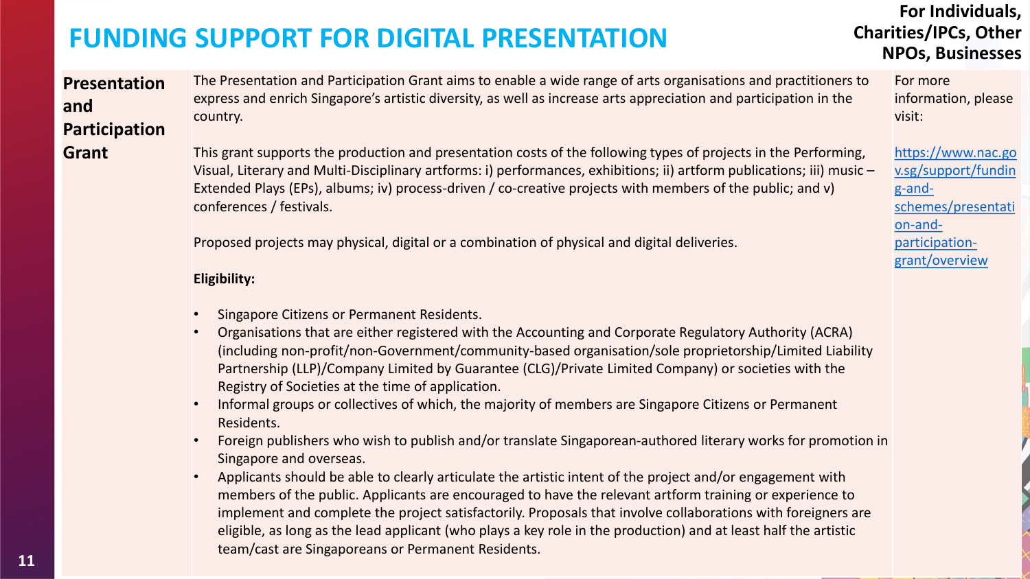# FUNDING SUPPORT FOR DIGITAL PRESENTATION

**For Individuals, Charities/IPCs, Other NPOs, Businesses**

| | | |
|---|---|---|
| **Presentation and Participation Grant** | The Presentation and Participation Grant aims to enable a wide range of arts organisations and practitioners to express and enrich Singapore's artistic diversity, as well as increase arts appreciation and participation in the country.<br><br>This grant supports the production and presentation costs of the following types of projects in the Performing, Visual, Literary and Multi-Disciplinary artforms: i) performances, exhibitions; ii) artform publications; iii) music – Extended Plays (EPs), albums; iv) process-driven / co-creative projects with members of the public; and v) conferences / festivals.<br><br>Proposed projects may physical, digital or a combination of physical and digital deliveries.<br><br>**Eligibility:**<br><br>• Singapore Citizens or Permanent Residents.<br>• Organisations that are either registered with the Accounting and Corporate Regulatory Authority (ACRA) (including non-profit/non-Government/community-based organisation/sole proprietorship/Limited Liability Partnership (LLP)/Company Limited by Guarantee (CLG)/Private Limited Company) or societies with the Registry of Societies at the time of application.<br>• Informal groups or collectives of which, the majority of members are Singapore Citizens or Permanent Residents.<br>• Foreign publishers who wish to publish and/or translate Singaporean-authored literary works for promotion in Singapore and overseas.<br>• Applicants should be able to clearly articulate the artistic intent of the project and/or engagement with members of the public. Applicants are encouraged to have the relevant artform training or experience to implement and complete the project satisfactorily. Proposals that involve collaborations with foreigners are eligible, as long as the lead applicant (who plays a key role in the production) and at least half the artistic team/cast are Singaporeans or Permanent Residents. | For more information, please visit:<br><br>https://www.nac.gov.sg/support/funding-and-schemes/presentation-and-participation-grant/overview |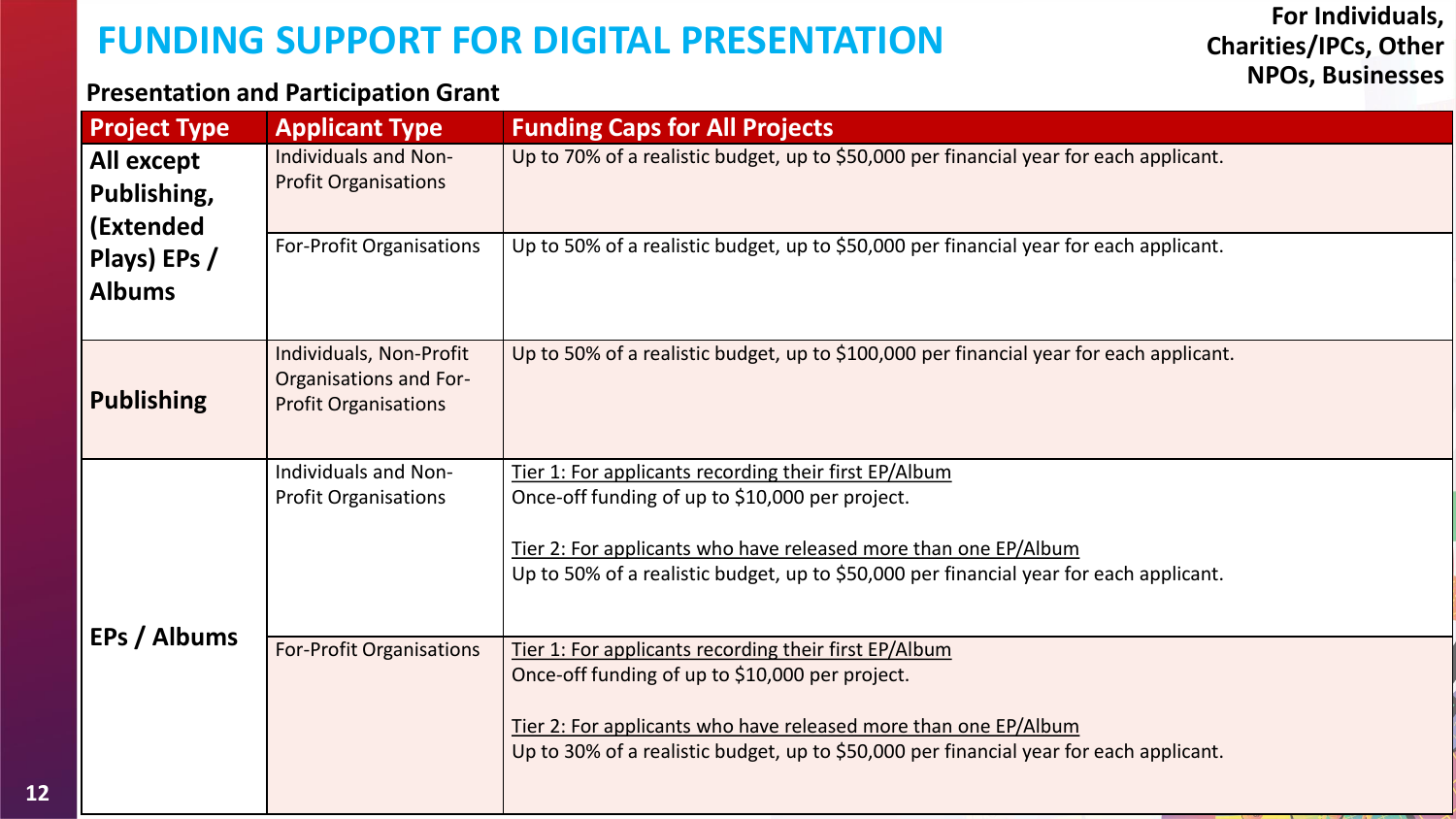# FUNDING SUPPORT FOR DIGITAL PRESENTATION

**For Individuals, Charities/IPCs, Other NPOs, Businesses**

## Presentation and Participation Grant

| Project Type | Applicant Type | Funding Caps for All Projects |
|---|---|---|
| **All except Publishing, (Extended Plays) EPs / Albums** | Individuals and Non-Profit Organisations | Up to 70% of a realistic budget, up to $50,000 per financial year for each applicant. |
| | For-Profit Organisations | Up to 50% of a realistic budget, up to $50,000 per financial year for each applicant. |
| **Publishing** | Individuals, Non-Profit Organisations and For-Profit Organisations | Up to 50% of a realistic budget, up to $100,000 per financial year for each applicant. |
| **EPs / Albums** | Individuals and Non-Profit Organisations | Tier 1: For applicants recording their first EP/Album<br>Once-off funding of up to $10,000 per project.<br><br>Tier 2: For applicants who have released more than one EP/Album<br>Up to 50% of a realistic budget, up to $50,000 per financial year for each applicant. |
| | For-Profit Organisations | Tier 1: For applicants recording their first EP/Album<br>Once-off funding of up to $10,000 per project.<br><br>Tier 2: For applicants who have released more than one EP/Album<br>Up to 30% of a realistic budget, up to $50,000 per financial year for each applicant. |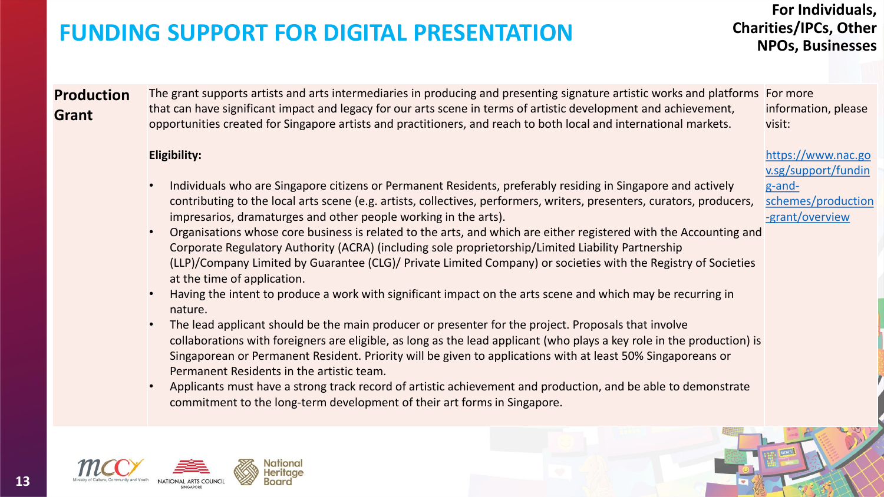# FUNDING SUPPORT FOR DIGITAL PRESENTATION

**For Individuals, Charities/IPCs, Other NPOs, Businesses**

| | | |
|---|---|---|
| **Production Grant** | The grant supports artists and arts intermediaries in producing and presenting signature artistic works and platforms that can have significant impact and legacy for our arts scene in terms of artistic development and achievement, opportunities created for Singapore artists and practitioners, and reach to both local and international markets.<br><br>**Eligibility:**<br><br>• Individuals who are Singapore citizens or Permanent Residents, preferably residing in Singapore and actively contributing to the local arts scene (e.g. artists, collectives, performers, writers, presenters, curators, producers, impresarios, dramaturges and other people working in the arts).<br>• Organisations whose core business is related to the arts, and which are either registered with the Accounting and Corporate Regulatory Authority (ACRA) (including sole proprietorship/Limited Liability Partnership (LLP)/Company Limited by Guarantee (CLG)/ Private Limited Company) or societies with the Registry of Societies at the time of application.<br>• Having the intent to produce a work with significant impact on the arts scene and which may be recurring in nature.<br>• The lead applicant should be the main producer or presenter for the project. Proposals that involve collaborations with foreigners are eligible, as long as the lead applicant (who plays a key role in the production) is Singaporean or Permanent Resident. Priority will be given to applications with at least 50% Singaporeans or Permanent Residents in the artistic team.<br>• Applicants must have a strong track record of artistic achievement and production, and be able to demonstrate commitment to the long-term development of their art forms in Singapore. | For more information, please visit:<br><br>https://www.nac.gov.sg/support/funding-and-schemes/production-grant/overview |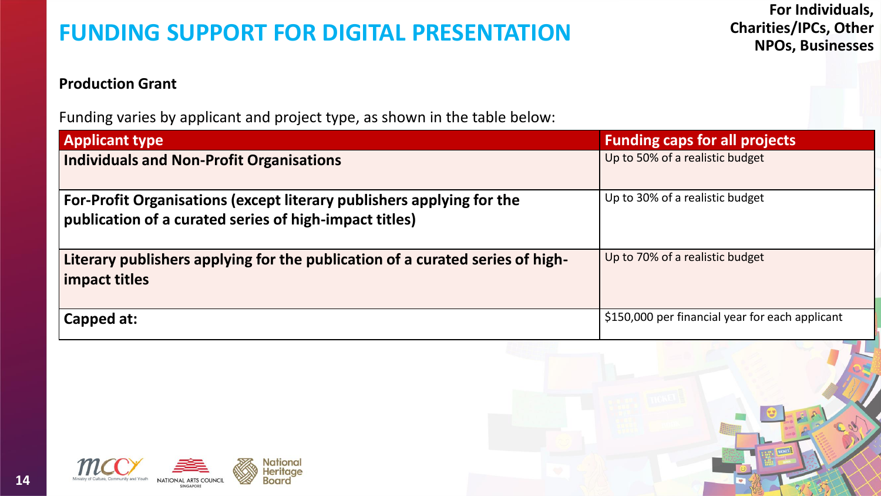# FUNDING SUPPORT FOR DIGITAL PRESENTATION

**For Individuals, Charities/IPCs, Other NPOs, Businesses**

**Production Grant**

Funding varies by applicant and project type, as shown in the table below:

| Applicant type | Funding caps for all projects |
|---|---|
| **Individuals and Non-Profit Organisations** | Up to 50% of a realistic budget |
| **For-Profit Organisations (except literary publishers applying for the publication of a curated series of high-impact titles)** | Up to 30% of a realistic budget |
| **Literary publishers applying for the publication of a curated series of high-impact titles** | Up to 70% of a realistic budget |
| **Capped at:** | $150,000 per financial year for each applicant |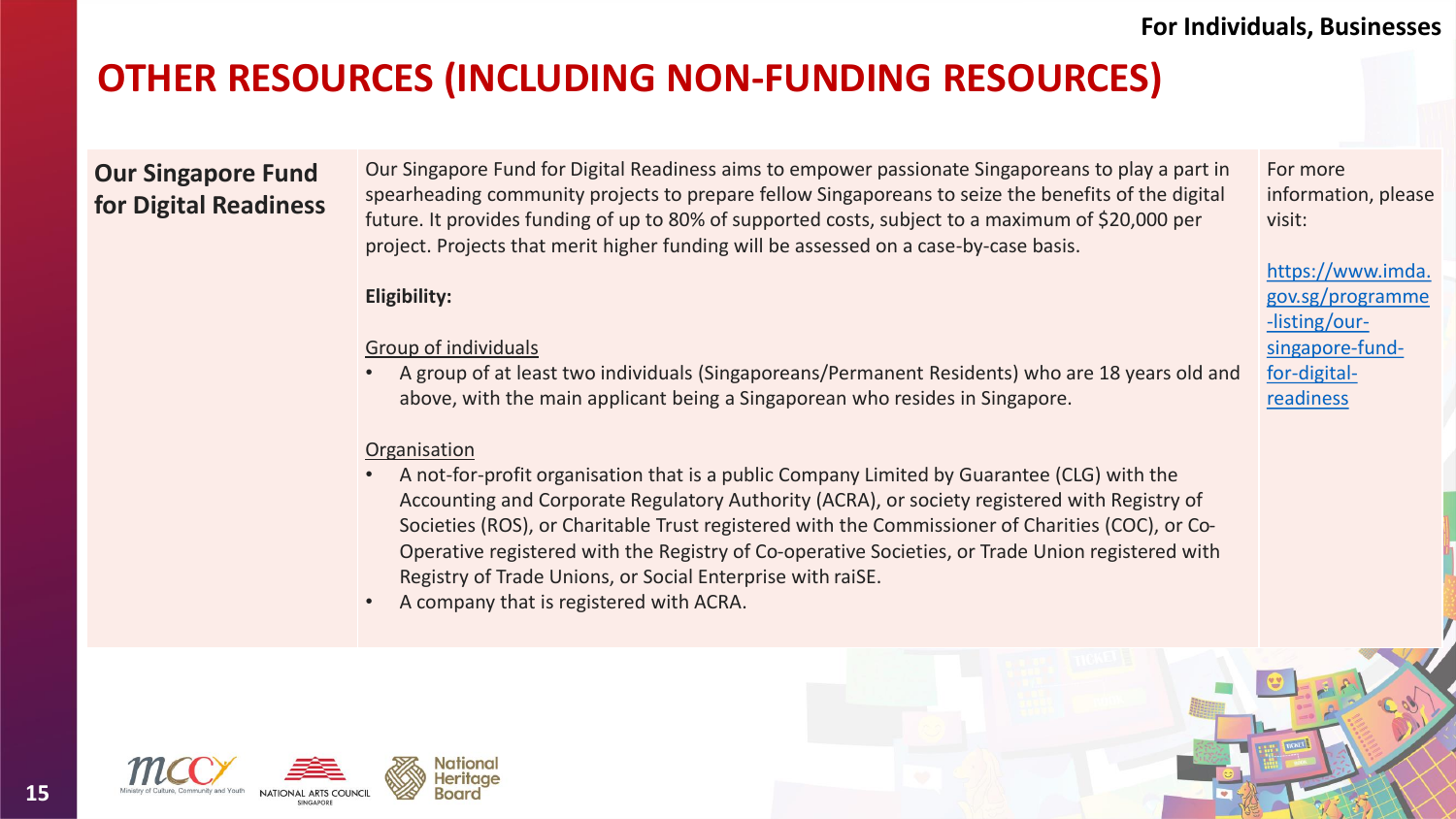For Individuals, Businesses

# OTHER RESOURCES (INCLUDING NON-FUNDING RESOURCES)

| | | |
|---|---|---|
| **Our Singapore Fund for Digital Readiness** | Our Singapore Fund for Digital Readiness aims to empower passionate Singaporeans to play a part in spearheading community projects to prepare fellow Singaporeans to seize the benefits of the digital future. It provides funding of up to 80% of supported costs, subject to a maximum of $20,000 per project. Projects that merit higher funding will be assessed on a case-by-case basis.<br><br>**Eligibility:**<br><br>Group of individuals<br>• A group of at least two individuals (Singaporeans/Permanent Residents) who are 18 years old and above, with the main applicant being a Singaporean who resides in Singapore.<br><br>Organisation<br>• A not-for-profit organisation that is a public Company Limited by Guarantee (CLG) with the Accounting and Corporate Regulatory Authority (ACRA), or society registered with Registry of Societies (ROS), or Charitable Trust registered with the Commissioner of Charities (COC), or Co-Operative registered with the Registry of Co-operative Societies, or Trade Union registered with Registry of Trade Unions, or Social Enterprise with raiSE.<br>• A company that is registered with ACRA. | For more information, please visit:<br><br>https://www.imda.gov.sg/programme-listing/our-singapore-fund-for-digital-readiness |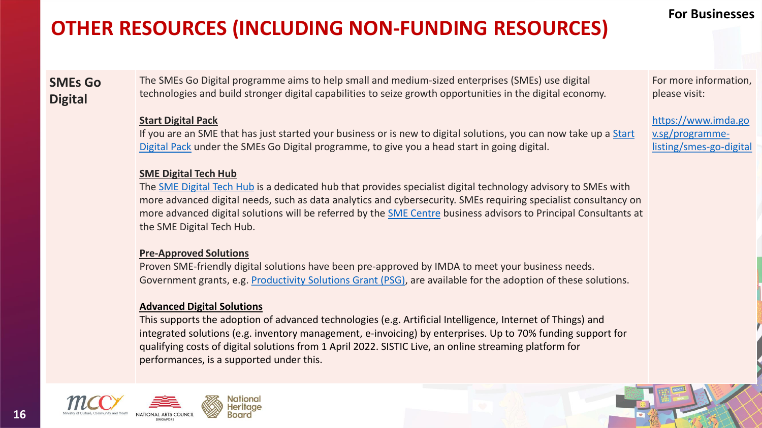# OTHER RESOURCES (INCLUDING NON-FUNDING RESOURCES)

For Businesses

| | | |
|---|---|---|
| **SMEs Go Digital** | The SMEs Go Digital programme aims to help small and medium-sized enterprises (SMEs) use digital technologies and build stronger digital capabilities to seize growth opportunities in the digital economy.<br><br>**Start Digital Pack**<br>If you are an SME that has just started your business or is new to digital solutions, you can now take up a Start Digital Pack under the SMEs Go Digital programme, to give you a head start in going digital.<br><br>**SME Digital Tech Hub**<br>The SME Digital Tech Hub is a dedicated hub that provides specialist digital technology advisory to SMEs with more advanced digital needs, such as data analytics and cybersecurity. SMEs requiring specialist consultancy on more advanced digital solutions will be referred by the SME Centre business advisors to Principal Consultants at the SME Digital Tech Hub.<br><br>**Pre-Approved Solutions**<br>Proven SME-friendly digital solutions have been pre-approved by IMDA to meet your business needs. Government grants, e.g. Productivity Solutions Grant (PSG), are available for the adoption of these solutions.<br><br>**Advanced Digital Solutions**<br>This supports the adoption of advanced technologies (e.g. Artificial Intelligence, Internet of Things) and integrated solutions (e.g. inventory management, e-invoicing) by enterprises. Up to 70% funding support for qualifying costs of digital solutions from 1 April 2022. SISTIC Live, an online streaming platform for performances, is a supported under this. | For more information, please visit:<br><br>https://www.imda.gov.sg/programme-listing/smes-go-digital |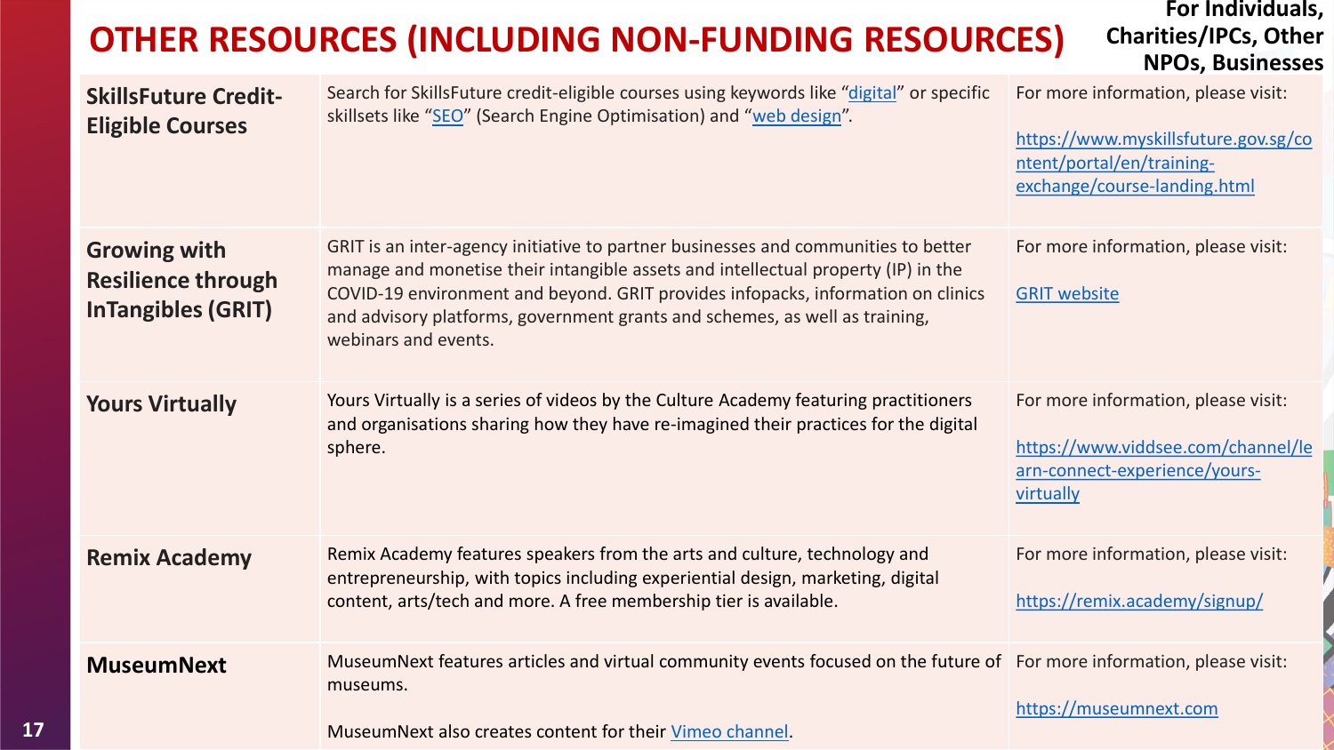# OTHER RESOURCES (INCLUDING NON-FUNDING RESOURCES)

**For Individuals, Charities/IPCs, Other NPOs, Businesses**

| | | |
|---|---|---|
| **SkillsFuture Credit-Eligible Courses** | Search for SkillsFuture credit-eligible courses using keywords like "digital" or specific skillsets like "SEO" (Search Engine Optimisation) and "web design". | For more information, please visit:<br><br>https://www.myskillsfuture.gov.sg/content/portal/en/training-exchange/course-landing.html |
| **Growing with Resilience through InTangibles (GRIT)** | GRIT is an inter-agency initiative to partner businesses and communities to better manage and monetise their intangible assets and intellectual property (IP) in the COVID-19 environment and beyond. GRIT provides infopacks, information on clinics and advisory platforms, government grants and schemes, as well as training, webinars and events. | For more information, please visit:<br><br>GRIT website |
| **Yours Virtually** | Yours Virtually is a series of videos by the Culture Academy featuring practitioners and organisations sharing how they have re-imagined their practices for the digital sphere. | For more information, please visit:<br><br>https://www.viddsee.com/channel/learn-connect-experience/yours-virtually |
| **Remix Academy** | Remix Academy features speakers from the arts and culture, technology and entrepreneurship, with topics including experiential design, marketing, digital content, arts/tech and more. A free membership tier is available. | For more information, please visit:<br><br>https://remix.academy/signup/ |
| **MuseumNext** | MuseumNext features articles and virtual community events focused on the future of museums.<br><br>MuseumNext also creates content for their Vimeo channel. | For more information, please visit:<br><br>https://museumnext.com |